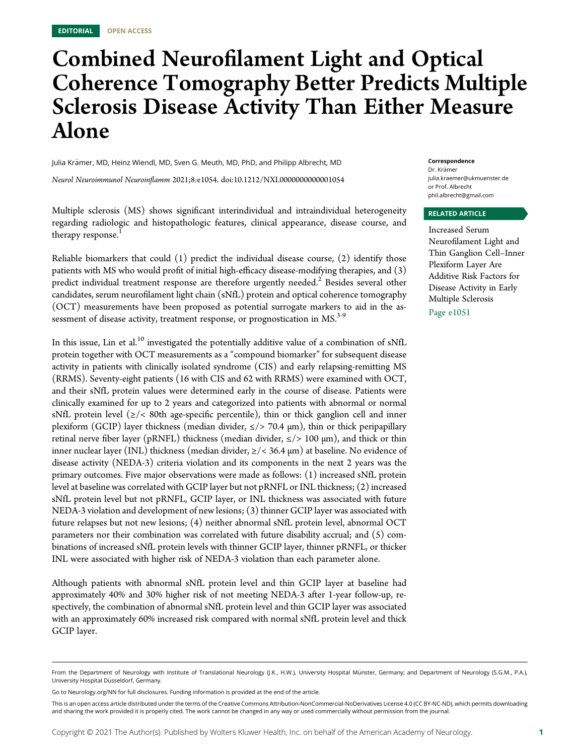EDITORIAL OPEN ACCESS

# Combined Neurofilament Light and Optical Coherence Tomography Better Predicts Multiple Sclerosis Disease Activity Than Either Measure Alone

Julia Krämer, MD, Heinz Wiendl, MD, Sven G. Meuth, MD, PhD, and Philipp Albrecht, MD

*Neurol Neuroimmunol Neuroinflamm* 2021;8:e1054. doi:10.1212/NXI.0000000000001054

**Correspondence**
Dr. Krämer
julia.kraemer@ukmuenster.de
or Prof. Albrecht
phil.albrecht@gmail.com

**RELATED ARTICLE**

Increased Serum Neurofilament Light and Thin Ganglion Cell–Inner Plexiform Layer Are Additive Risk Factors for Disease Activity in Early Multiple Sclerosis

Page e1051

Multiple sclerosis (MS) shows significant interindividual and intraindividual heterogeneity regarding radiologic and histopathologic features, clinical appearance, disease course, and therapy response.[1]

Reliable biomarkers that could (1) predict the individual disease course, (2) identify those patients with MS who would profit of initial high-efficacy disease-modifying therapies, and (3) predict individual treatment response are therefore urgently needed.[2] Besides several other candidates, serum neurofilament light chain (sNfL) protein and optical coherence tomography (OCT) measurements have been proposed as potential surrogate markers to aid in the assessment of disease activity, treatment response, or prognostication in MS.[3-9]

In this issue, Lin et al.[10] investigated the potentially additive value of a combination of sNfL protein together with OCT measurements as a "compound biomarker" for subsequent disease activity in patients with clinically isolated syndrome (CIS) and early relapsing-remitting MS (RRMS). Seventy-eight patients (16 with CIS and 62 with RRMS) were examined with OCT, and their sNfL protein values were determined early in the course of disease. Patients were clinically examined for up to 2 years and categorized into patients with abnormal or normal sNfL protein level (≥/< 80th age-specific percentile), thin or thick ganglion cell and inner plexiform (GCIP) layer thickness (median divider, ≤/> 70.4 μm), thin or thick peripapillary retinal nerve fiber layer (pRNFL) thickness (median divider, ≤/> 100 μm), and thick or thin inner nuclear layer (INL) thickness (median divider, ≥/< 36.4 μm) at baseline. No evidence of disease activity (NEDA-3) criteria violation and its components in the next 2 years was the primary outcomes. Five major observations were made as follows: (1) increased sNfL protein level at baseline was correlated with GCIP layer but not pRNFL or INL thickness; (2) increased sNfL protein level but not pRNFL, GCIP layer, or INL thickness was associated with future NEDA-3 violation and development of new lesions; (3) thinner GCIP layer was associated with future relapses but not new lesions; (4) neither abnormal sNfL protein level, abnormal OCT parameters nor their combination was correlated with future disability accrual; and (5) combinations of increased sNfL protein levels with thinner GCIP layer, thinner pRNFL, or thicker INL were associated with higher risk of NEDA-3 violation than each parameter alone.

Although patients with abnormal sNfL protein level and thin GCIP layer at baseline had approximately 40% and 30% higher risk of not meeting NEDA-3 after 1-year follow-up, respectively, the combination of abnormal sNfL protein level and thin GCIP layer was associated with an approximately 60% increased risk compared with normal sNfL protein level and thick GCIP layer.

From the Department of Neurology with Institute of Translational Neurology (J.K., H.W.), University Hospital Münster, Germany; and Department of Neurology (S.G.M., P.A.), University Hospital Düsseldorf, Germany.

Go to Neurology.org/NN for full disclosures. Funding information is provided at the end of the article.

This is an open access article distributed under the terms of the Creative Commons Attribution-NonCommercial-NoDerivatives License 4.0 (CC BY-NC-ND), which permits downloading and sharing the work provided it is properly cited. The work cannot be changed in any way or used commercially without permission from the journal.

Copyright © 2021 The Author(s). Published by Wolters Kluwer Health, Inc. on behalf of the American Academy of Neurology.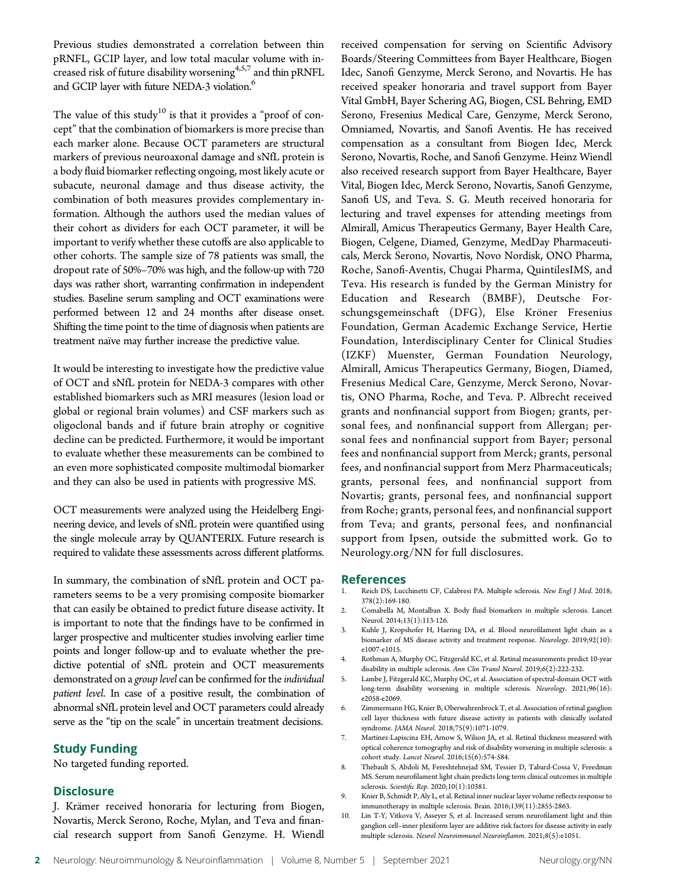Previous studies demonstrated a correlation between thin pRNFL, GCIP layer, and low total macular volume with increased risk of future disability worsening[4,5,7] and thin pRNFL and GCIP layer with future NEDA-3 violation.[6]

The value of this study[10] is that it provides a "proof of concept" that the combination of biomarkers is more precise than each marker alone. Because OCT parameters are structural markers of previous neuroaxonal damage and sNfL protein is a body fluid biomarker reflecting ongoing, most likely acute or subacute, neuronal damage and thus disease activity, the combination of both measures provides complementary information. Although the authors used the median values of their cohort as dividers for each OCT parameter, it will be important to verify whether these cutoffs are also applicable to other cohorts. The sample size of 78 patients was small, the dropout rate of 50%–70% was high, and the follow-up with 720 days was rather short, warranting confirmation in independent studies. Baseline serum sampling and OCT examinations were performed between 12 and 24 months after disease onset. Shifting the time point to the time of diagnosis when patients are treatment naïve may further increase the predictive value.

It would be interesting to investigate how the predictive value of OCT and sNfL protein for NEDA-3 compares with other established biomarkers such as MRI measures (lesion load or global or regional brain volumes) and CSF markers such as oligoclonal bands and if future brain atrophy or cognitive decline can be predicted. Furthermore, it would be important to evaluate whether these measurements can be combined to an even more sophisticated composite multimodal biomarker and they can also be used in patients with progressive MS.

OCT measurements were analyzed using the Heidelberg Engineering device, and levels of sNfL protein were quantified using the single molecule array by QUANTERIX. Future research is required to validate these assessments across different platforms.

In summary, the combination of sNfL protein and OCT parameters seems to be a very promising composite biomarker that can easily be obtained to predict future disease activity. It is important to note that the findings have to be confirmed in larger prospective and multicenter studies involving earlier time points and longer follow-up and to evaluate whether the predictive potential of sNfL protein and OCT measurements demonstrated on a *group level* can be confirmed for the *individual patient level*. In case of a positive result, the combination of abnormal sNfL protein level and OCT parameters could already serve as the "tip on the scale" in uncertain treatment decisions.

## Study Funding

No targeted funding reported.

## Disclosure

J. Krämer received honoraria for lecturing from Biogen, Novartis, Merck Serono, Roche, Mylan, and Teva and financial research support from Sanofi Genzyme. H. Wiendl received compensation for serving on Scientific Advisory Boards/Steering Committees from Bayer Healthcare, Biogen Idec, Sanofi Genzyme, Merck Serono, and Novartis. He has received speaker honoraria and travel support from Bayer Vital GmbH, Bayer Schering AG, Biogen, CSL Behring, EMD Serono, Fresenius Medical Care, Genzyme, Merck Serono, Omniamed, Novartis, and Sanofi Aventis. He has received compensation as a consultant from Biogen Idec, Merck Serono, Novartis, Roche, and Sanofi Genzyme. Heinz Wiendl also received research support from Bayer Healthcare, Bayer Vital, Biogen Idec, Merck Serono, Novartis, Sanofi Genzyme, Sanofi US, and Teva. S. G. Meuth received honoraria for lecturing and travel expenses for attending meetings from Almirall, Amicus Therapeutics Germany, Bayer Health Care, Biogen, Celgene, Diamed, Genzyme, MedDay Pharmaceuticals, Merck Serono, Novartis, Novo Nordisk, ONO Pharma, Roche, Sanofi-Aventis, Chugai Pharma, QuintilesIMS, and Teva. His research is funded by the German Ministry for Education and Research (BMBF), Deutsche Forschungsgemeinschaft (DFG), Else Kröner Fresenius Foundation, German Academic Exchange Service, Hertie Foundation, Interdisciplinary Center for Clinical Studies (IZKF) Muenster, German Foundation Neurology, Almirall, Amicus Therapeutics Germany, Biogen, Diamed, Fresenius Medical Care, Genzyme, Merck Serono, Novartis, ONO Pharma, Roche, and Teva. P. Albrecht received grants and nonfinancial support from Biogen; grants, personal fees, and nonfinancial support from Allergan; personal fees and nonfinancial support from Bayer; personal fees and nonfinancial support from Merck; grants, personal fees, and nonfinancial support from Merz Pharmaceuticals; grants, personal fees, and nonfinancial support from Novartis; grants, personal fees, and nonfinancial support from Roche; grants, personal fees, and nonfinancial support from Teva; and grants, personal fees, and nonfinancial support from Ipsen, outside the submitted work. Go to Neurology.org/NN for full disclosures.

## References

1. Reich DS, Lucchinetti CF, Calabresi PA. Multiple sclerosis. *New Engl J Med*. 2018;378(2):169-180.
2. Comabella M, Montalban X. Body fluid biomarkers in multiple sclerosis. Lancet Neurol. 2014;13(1):113-126.
3. Kuhle J, Kropshofer H, Haering DA, et al. Blood neurofilament light chain as a biomarker of MS disease activity and treatment response. *Neurology*. 2019;92(10):e1007-e1015.
4. Rothman A, Murphy OC, Fitzgerald KC, et al. Retinal measurements predict 10-year disability in multiple sclerosis. *Ann Clin Transl Neurol*. 2019;6(2):222-232.
5. Lambe J, Fitzgerald KC, Murphy OC, et al. Association of spectral-domain OCT with long-term disability worsening in multiple sclerosis. *Neurology*. 2021;96(16):e2058-e2069.
6. Zimmermann HG, Knier B, Oberwahrenbrock T, et al. Association of retinal ganglion cell layer thickness with future disease activity in patients with clinically isolated syndrome. *JAMA Neurol*. 2018;75(9):1071-1079.
7. Martinez-Lapiscina EH, Arnow S, Wilson JA, et al. Retinal thickness measured with optical coherence tomography and risk of disability worsening in multiple sclerosis: a cohort study. *Lancet Neurol*. 2016;15(6):574-584.
8. Thebault S, Abdoli M, Fereshtehnejad SM, Tessier D, Tabard-Cossa V, Freedman MS. Serum neurofilament light chain predicts long term clinical outcomes in multiple sclerosis. *Scientific Rep*. 2020;10(1):10381.
9. Knier B, Schmidt P, Aly L, et al. Retinal inner nuclear layer volume reflects response to immunotherapy in multiple sclerosis. Brain. 2016;139(11):2855-2863.
10. Lin T-Y, Vitkova V, Asseyer S, et al. Increased serum neurofilament light and thin ganglion cell–inner plexiform layer are additive risk factors for disease activity in early multiple sclerosis. *Neurol Neuroimmunol Neuroinflamm*. 2021;8(5):e1051.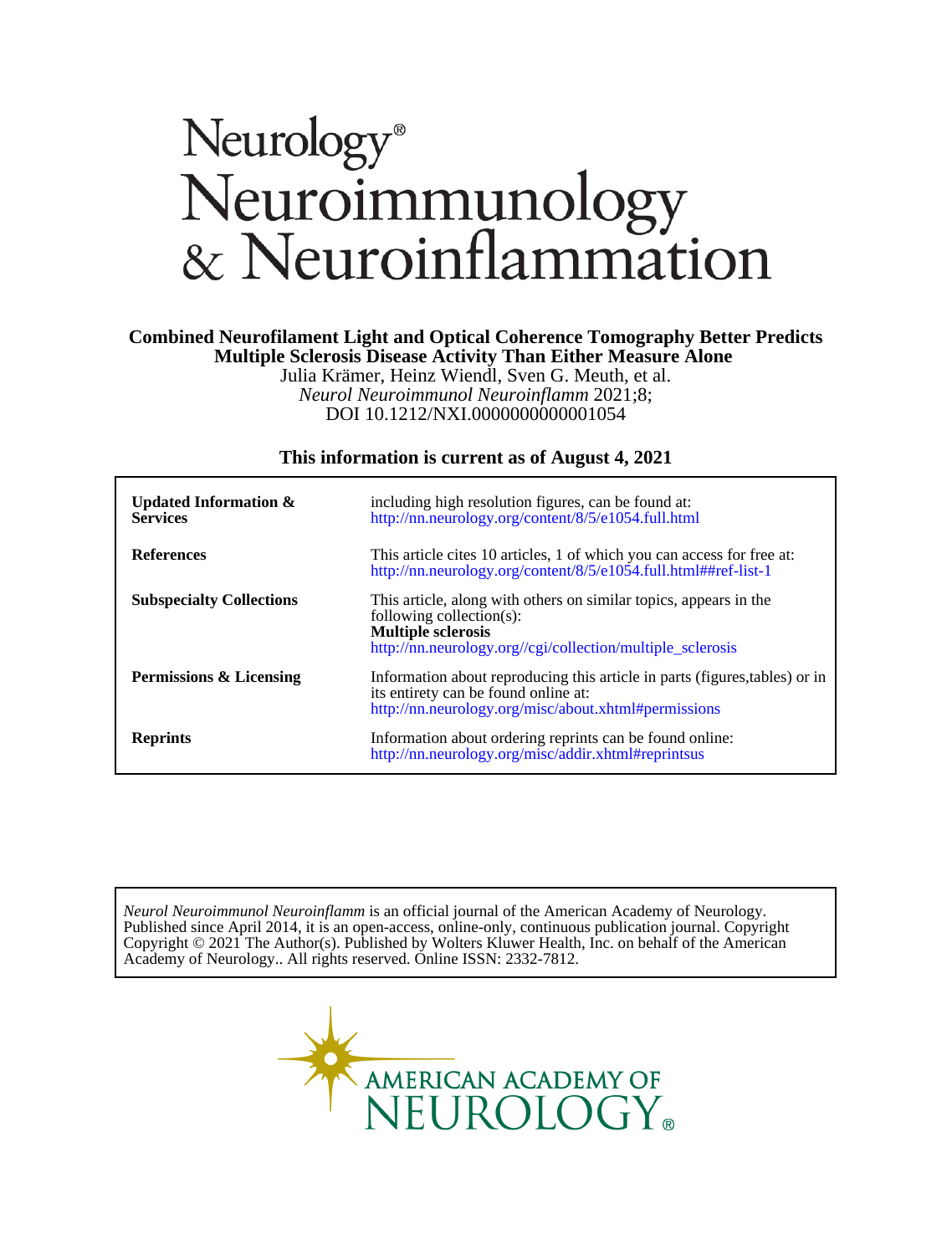# Neurology® Neuroimmunology & Neuroinflammation

**Combined Neurofilament Light and Optical Coherence Tomography Better Predicts Multiple Sclerosis Disease Activity Than Either Measure Alone**

Julia Krämer, Heinz Wiendl, Sven G. Meuth, et al.

*Neurol Neuroimmunol Neuroinflamm* 2021;8;

DOI 10.1212/NXI.0000000000001054

**This information is current as of August 4, 2021**

| | |
|---|---|
| **Updated Information & Services** | including high resolution figures, can be found at: http://nn.neurology.org/content/8/5/e1054.full.html |
| **References** | This article cites 10 articles, 1 of which you can access for free at: http://nn.neurology.org/content/8/5/e1054.full.html##ref-list-1 |
| **Subspecialty Collections** | This article, along with others on similar topics, appears in the following collection(s): **Multiple sclerosis** http://nn.neurology.org//cgi/collection/multiple_sclerosis |
| **Permissions & Licensing** | Information about reproducing this article in parts (figures,tables) or in its entirety can be found online at: http://nn.neurology.org/misc/about.xhtml#permissions |
| **Reprints** | Information about ordering reprints can be found online: http://nn.neurology.org/misc/addir.xhtml#reprintsus |

*Neurol Neuroimmunol Neuroinflamm* is an official journal of the American Academy of Neurology. Published since April 2014, it is an open-access, online-only, continuous publication journal. Copyright Copyright © 2021 The Author(s). Published by Wolters Kluwer Health, Inc. on behalf of the American Academy of Neurology.. All rights reserved. Online ISSN: 2332-7812.

AMERICAN ACADEMY OF NEUROLOGY®